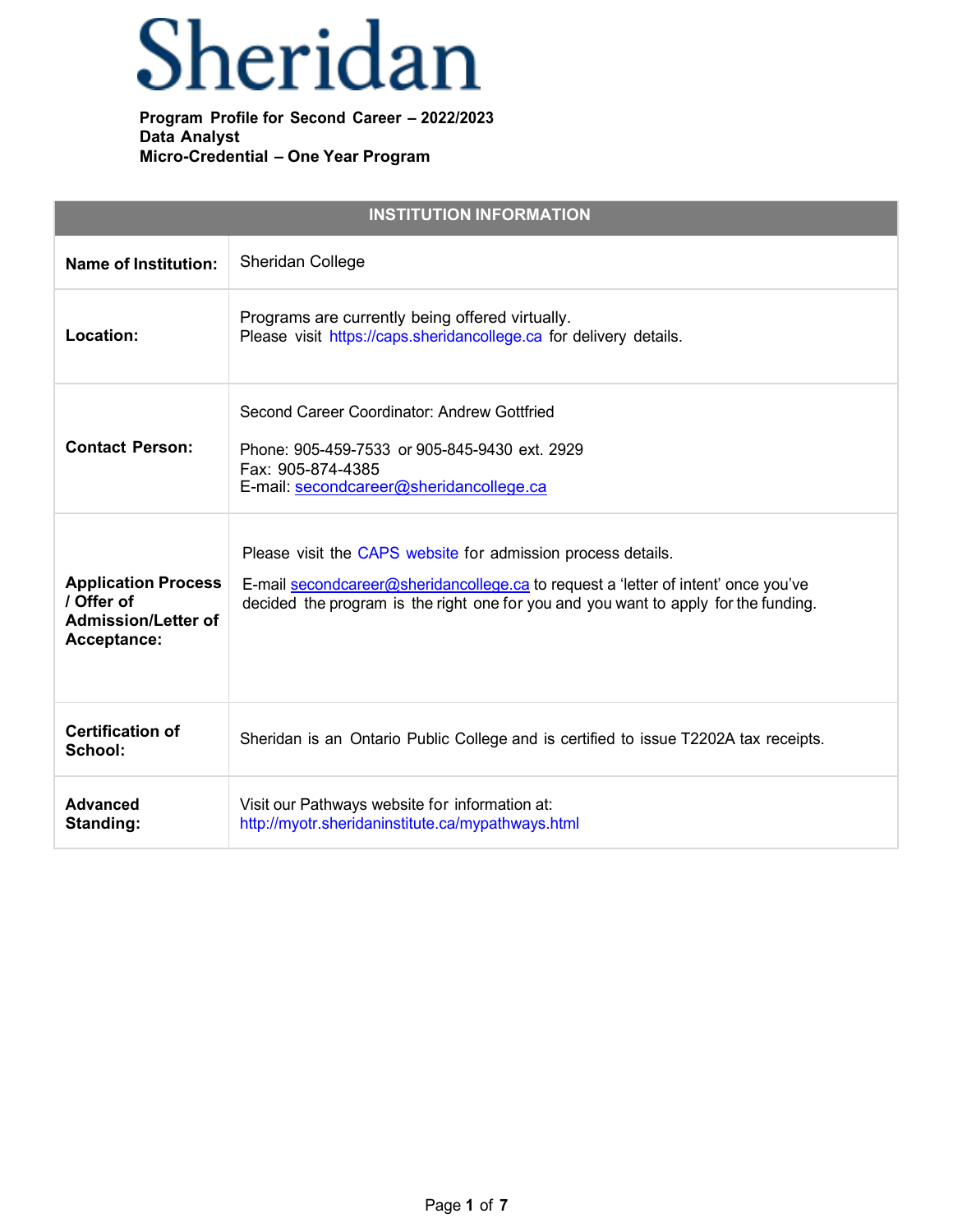# Sheridan

**Program Profile for Second Career – 2022/2023**
**Data Analyst**
**Micro-Credential – One Year Program**

| INSTITUTION INFORMATION | |
|---|---|
| **Name of Institution:** | Sheridan College |
| **Location:** | Programs are currently being offered virtually. Please visit https://caps.sheridancollege.ca for delivery details. |
| **Contact Person:** | Second Career Coordinator: Andrew Gottfried<br><br>Phone: 905-459-7533 or 905-845-9430 ext. 2929<br>Fax: 905-874-4385<br>E-mail: secondcareer@sheridancollege.ca |
| **Application Process / Offer of Admission/Letter of Acceptance:** | Please visit the CAPS website for admission process details.<br><br>E-mail secondcareer@sheridancollege.ca to request a 'letter of intent' once you've decided the program is the right one for you and you want to apply for the funding. |
| **Certification of School:** | Sheridan is an Ontario Public College and is certified to issue T2202A tax receipts. |
| **Advanced Standing:** | Visit our Pathways website for information at: http://myotr.sheridaninstitute.ca/mypathways.html |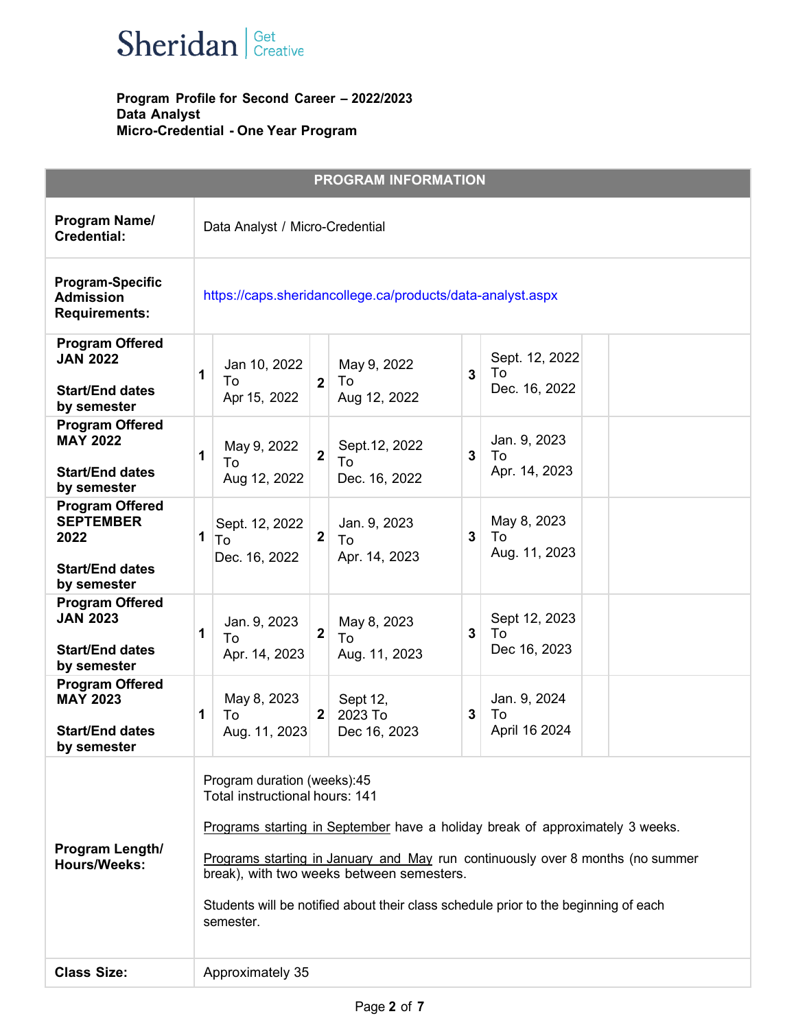Sheridan | Get Creative

**Program Profile for Second Career – 2022/2023**
**Data Analyst**
**Micro-Credential - One Year Program**

| PROGRAM INFORMATION | | | | | | | |
|---|---|---|---|---|---|---|---|
| **Program Name/ Credential:** | Data Analyst / Micro-Credential | | | | | | |
| **Program-Specific Admission Requirements:** | https://caps.sheridancollege.ca/products/data-analyst.aspx | | | | | | |
| **Program Offered JAN 2022** **Start/End dates by semester** | **1** | Jan 10, 2022 To Apr 15, 2022 | **2** | May 9, 2022 To Aug 12, 2022 | **3** | Sept. 12, 2022 To Dec. 16, 2022 | |
| **Program Offered MAY 2022** **Start/End dates by semester** | **1** | May 9, 2022 To Aug 12, 2022 | **2** | Sept.12, 2022 To Dec. 16, 2022 | **3** | Jan. 9, 2023 To Apr. 14, 2023 | |
| **Program Offered SEPTEMBER 2022** **Start/End dates by semester** | **1** | Sept. 12, 2022 To Dec. 16, 2022 | **2** | Jan. 9, 2023 To Apr. 14, 2023 | **3** | May 8, 2023 To Aug. 11, 2023 | |
| **Program Offered JAN 2023** **Start/End dates by semester** | **1** | Jan. 9, 2023 To Apr. 14, 2023 | **2** | May 8, 2023 To Aug. 11, 2023 | **3** | Sept 12, 2023 To Dec 16, 2023 | |
| **Program Offered MAY 2023** **Start/End dates by semester** | **1** | May 8, 2023 To Aug. 11, 2023 | **2** | Sept 12, 2023 To Dec 16, 2023 | **3** | Jan. 9, 2024 To April 16 2024 | |
| **Program Length/ Hours/Weeks:** | Program duration (weeks):45<br>Total instructional hours: 141<br><br><u>Programs starting in September</u> have a holiday break of approximately 3 weeks.<br><br><u>Programs starting in January and May</u> run continuously over 8 months (no summer break), with two weeks between semesters.<br><br>Students will be notified about their class schedule prior to the beginning of each semester. | | | | | | |
| **Class Size:** | Approximately 35 | | | | | | |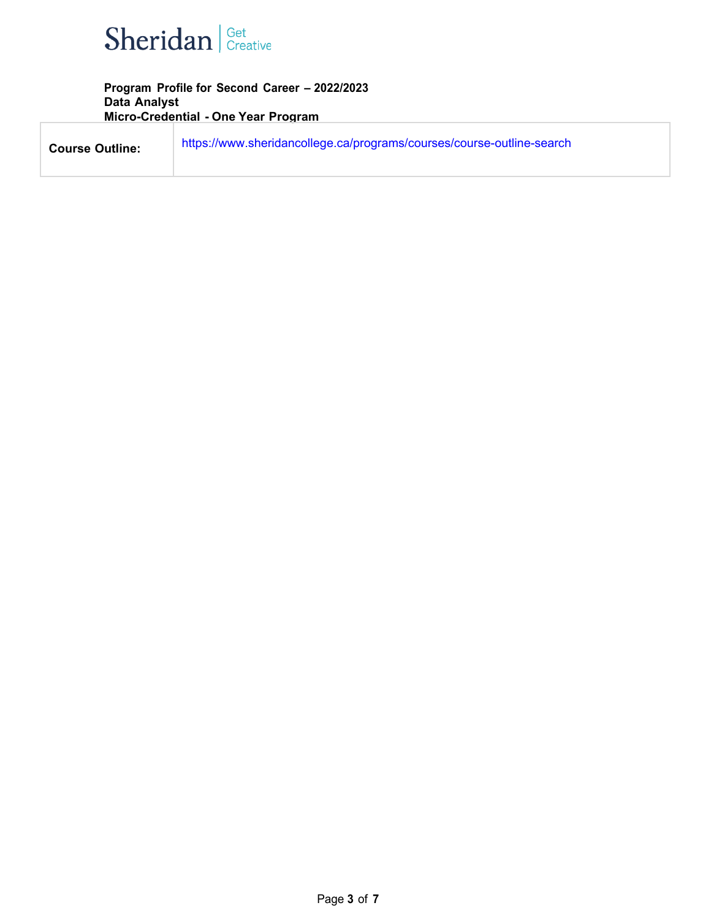| Course Outline: | https://www.sheridancollege.ca/programs/courses/course-outline-search |
|---|---|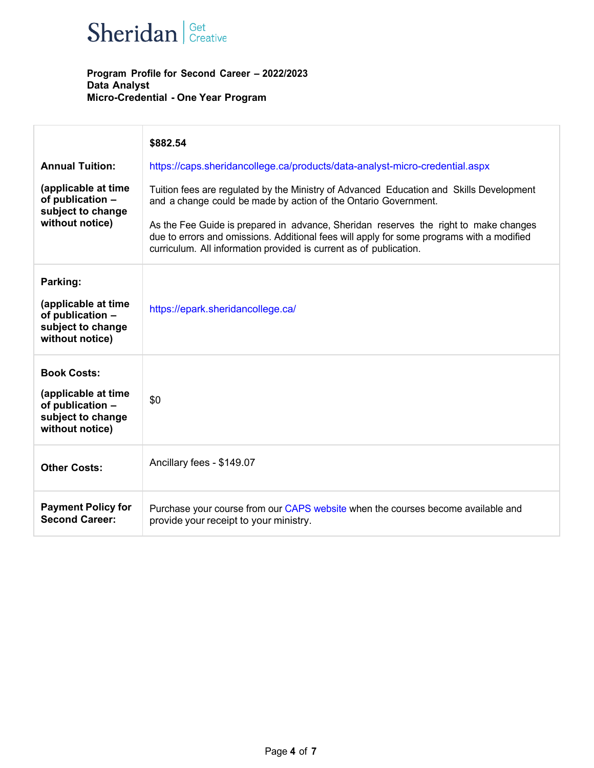**Program Profile for Second Career – 2022/2023**
**Data Analyst**
**Micro-Credential - One Year Program**

| | |
|---|---|
| **Annual Tuition:**<br><br>**(applicable at time of publication – subject to change without notice)** | **$882.54**<br><br>https://caps.sheridancollege.ca/products/data-analyst-micro-credential.aspx<br><br>Tuition fees are regulated by the Ministry of Advanced Education and Skills Development and a change could be made by action of the Ontario Government.<br><br>As the Fee Guide is prepared in advance, Sheridan reserves the right to make changes due to errors and omissions. Additional fees will apply for some programs with a modified curriculum. All information provided is current as of publication. |
| **Parking:**<br><br>**(applicable at time of publication – subject to change without notice)** | https://epark.sheridancollege.ca/ |
| **Book Costs:**<br><br>**(applicable at time of publication – subject to change without notice)** | $0 |
| **Other Costs:** | Ancillary fees - $149.07 |
| **Payment Policy for Second Career:** | Purchase your course from our CAPS website when the courses become available and provide your receipt to your ministry. |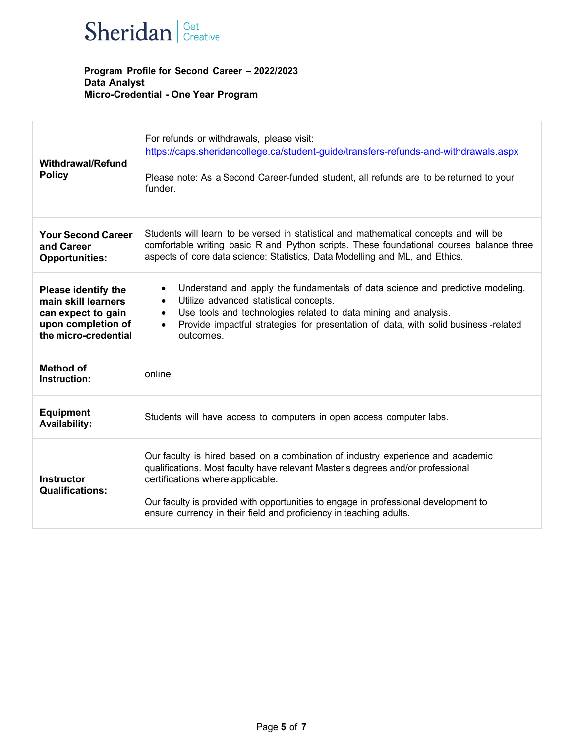Sheridan | Get Creative

**Program Profile for Second Career – 2022/2023**
**Data Analyst**
**Micro-Credential - One Year Program**

| | |
|---|---|
| **Withdrawal/Refund Policy** | For refunds or withdrawals, please visit: https://caps.sheridancollege.ca/student-guide/transfers-refunds-and-withdrawals.aspx<br><br>Please note: As a Second Career-funded student, all refunds are to be returned to your funder. |
| **Your Second Career and Career Opportunities:** | Students will learn to be versed in statistical and mathematical concepts and will be comfortable writing basic R and Python scripts. These foundational courses balance three aspects of core data science: Statistics, Data Modelling and ML, and Ethics. |
| **Please identify the main skill learners can expect to gain upon completion of the micro-credential** | • Understand and apply the fundamentals of data science and predictive modeling.<br>• Utilize advanced statistical concepts.<br>• Use tools and technologies related to data mining and analysis.<br>• Provide impactful strategies for presentation of data, with solid business -related outcomes. |
| **Method of Instruction:** | online |
| **Equipment Availability:** | Students will have access to computers in open access computer labs. |
| **Instructor Qualifications:** | Our faculty is hired based on a combination of industry experience and academic qualifications. Most faculty have relevant Master's degrees and/or professional certifications where applicable.<br><br>Our faculty is provided with opportunities to engage in professional development to ensure currency in their field and proficiency in teaching adults. |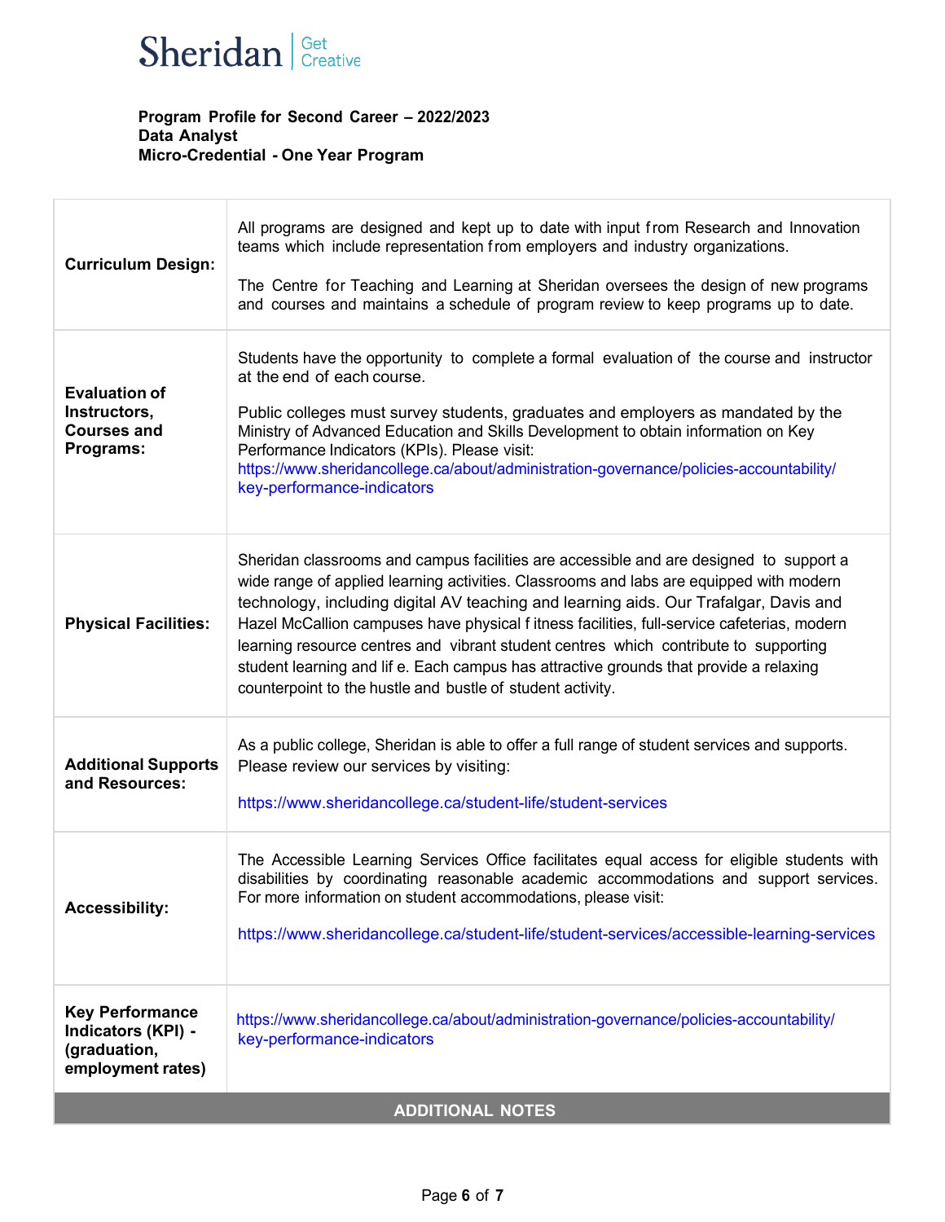**Program Profile for Second Career – 2022/2023**
**Data Analyst**
**Micro-Credential - One Year Program**

| | |
|---|---|
| **Curriculum Design:** | All programs are designed and kept up to date with input from Research and Innovation teams which include representation from employers and industry organizations.<br><br>The Centre for Teaching and Learning at Sheridan oversees the design of new programs and courses and maintains a schedule of program review to keep programs up to date. |
| **Evaluation of Instructors, Courses and Programs:** | Students have the opportunity to complete a formal evaluation of the course and instructor at the end of each course.<br><br>Public colleges must survey students, graduates and employers as mandated by the Ministry of Advanced Education and Skills Development to obtain information on Key Performance Indicators (KPIs). Please visit: https://www.sheridancollege.ca/about/administration-governance/policies-accountability/key-performance-indicators |
| **Physical Facilities:** | Sheridan classrooms and campus facilities are accessible and are designed to support a wide range of applied learning activities. Classrooms and labs are equipped with modern technology, including digital AV teaching and learning aids. Our Trafalgar, Davis and Hazel McCallion campuses have physical fitness facilities, full-service cafeterias, modern learning resource centres and vibrant student centres which contribute to supporting student learning and life. Each campus has attractive grounds that provide a relaxing counterpoint to the hustle and bustle of student activity. |
| **Additional Supports and Resources:** | As a public college, Sheridan is able to offer a full range of student services and supports. Please review our services by visiting:<br><br>https://www.sheridancollege.ca/student-life/student-services |
| **Accessibility:** | The Accessible Learning Services Office facilitates equal access for eligible students with disabilities by coordinating reasonable academic accommodations and support services. For more information on student accommodations, please visit:<br><br>https://www.sheridancollege.ca/student-life/student-services/accessible-learning-services |
| **Key Performance Indicators (KPI) - (graduation, employment rates)** | https://www.sheridancollege.ca/about/administration-governance/policies-accountability/key-performance-indicators |

**ADDITIONAL NOTES**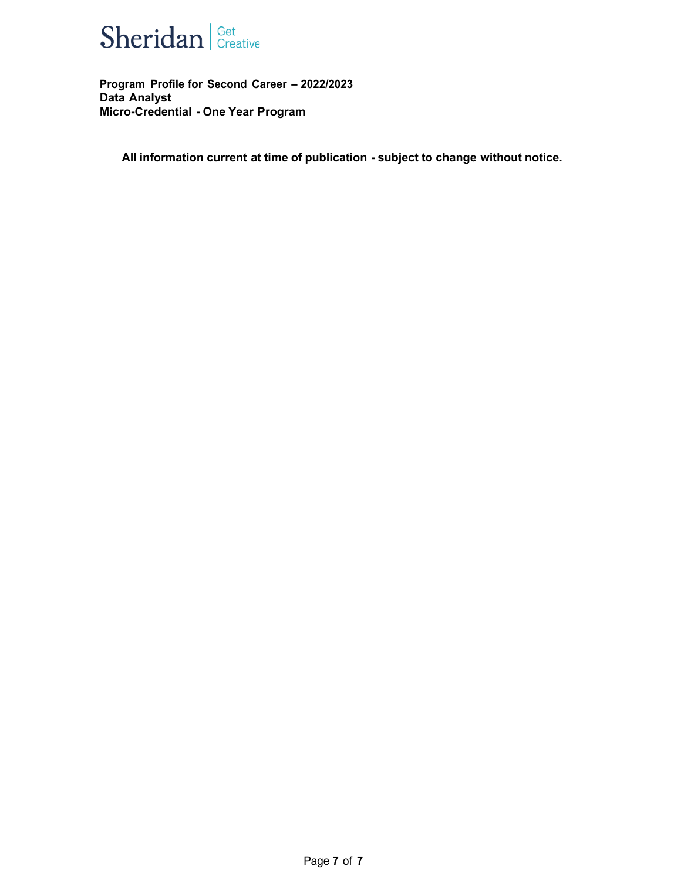Program Profile for Second Career – 2022/2023
Data Analyst
Micro-Credential - One Year Program

**All information current at time of publication - subject to change without notice.**